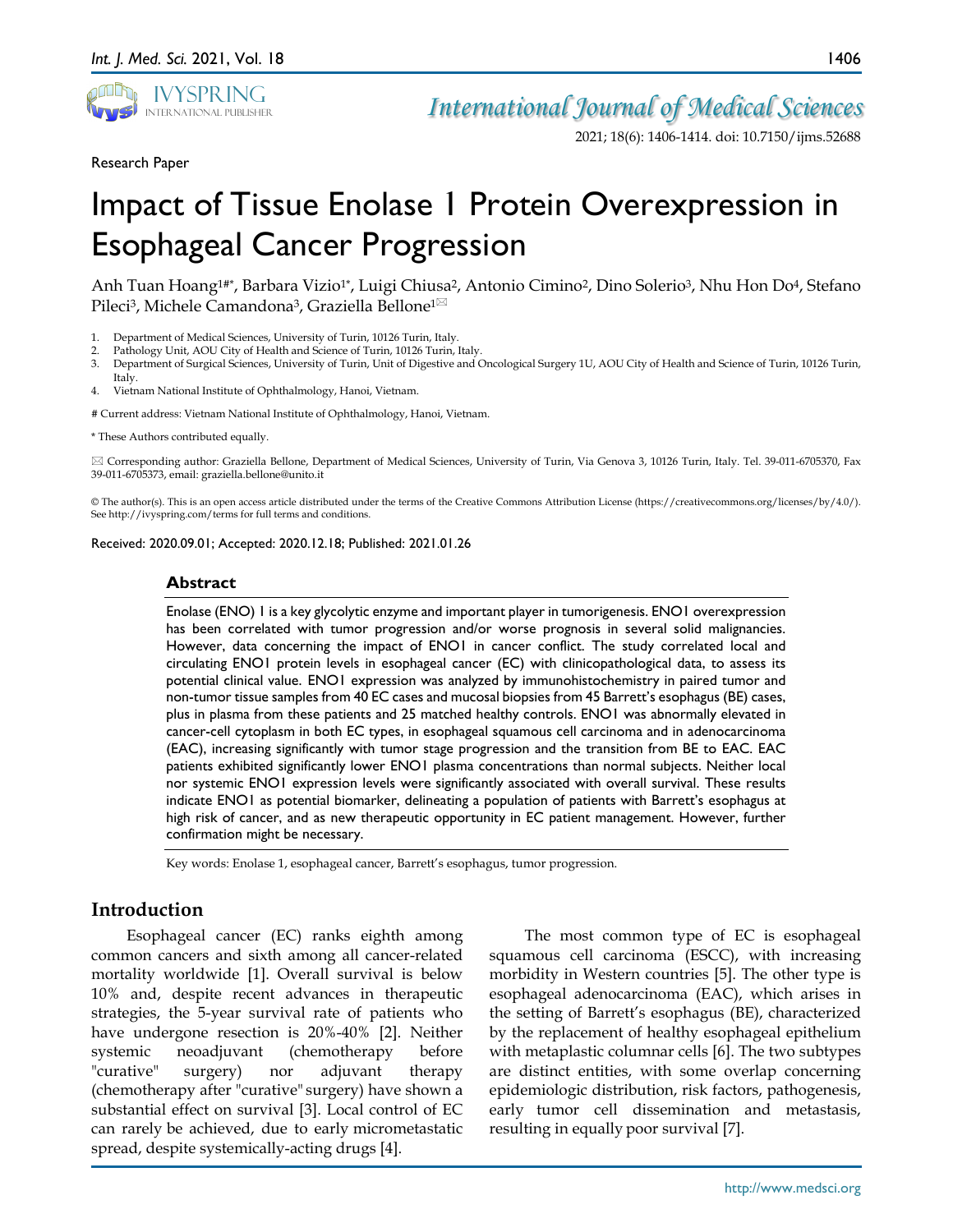Research Paper

# Impact of Tissue Enolase 1 Protein Overexpression in Esophageal Cancer Progression

Anh Tuan Hoang[1#*], Barbara Vizio[1*], Luigi Chiusa[2], Antonio Cimino[2], Dino Solerio[3], Nhu Hon Do[4], Stefano Pileci[3], Michele Camandona[3], Graziella Bellone[1✉]

1. Department of Medical Sciences, University of Turin, 10126 Turin, Italy.
2. Pathology Unit, AOU City of Health and Science of Turin, 10126 Turin, Italy.
3. Department of Surgical Sciences, University of Turin, Unit of Digestive and Oncological Surgery 1U, AOU City of Health and Science of Turin, 10126 Turin, Italy.
4. Vietnam National Institute of Ophthalmology, Hanoi, Vietnam.

# Current address: Vietnam National Institute of Ophthalmology, Hanoi, Vietnam.

* These Authors contributed equally.

✉ Corresponding author: Graziella Bellone, Department of Medical Sciences, University of Turin, Via Genova 3, 10126 Turin, Italy. Tel. 39-011-6705370, Fax 39-011-6705373, email: graziella.bellone@unito.it

© The author(s). This is an open access article distributed under the terms of the Creative Commons Attribution License (https://creativecommons.org/licenses/by/4.0/). See http://ivyspring.com/terms for full terms and conditions.

Received: 2020.09.01; Accepted: 2020.12.18; Published: 2021.01.26

## Abstract

Enolase (ENO) 1 is a key glycolytic enzyme and important player in tumorigenesis. ENO1 overexpression has been correlated with tumor progression and/or worse prognosis in several solid malignancies. However, data concerning the impact of ENO1 in cancer conflict. The study correlated local and circulating ENO1 protein levels in esophageal cancer (EC) with clinicopathological data, to assess its potential clinical value. ENO1 expression was analyzed by immunohistochemistry in paired tumor and non-tumor tissue samples from 40 EC cases and mucosal biopsies from 45 Barrett's esophagus (BE) cases, plus in plasma from these patients and 25 matched healthy controls. ENO1 was abnormally elevated in cancer-cell cytoplasm in both EC types, in esophageal squamous cell carcinoma and in adenocarcinoma (EAC), increasing significantly with tumor stage progression and the transition from BE to EAC. EAC patients exhibited significantly lower ENO1 plasma concentrations than normal subjects. Neither local nor systemic ENO1 expression levels were significantly associated with overall survival. These results indicate ENO1 as potential biomarker, delineating a population of patients with Barrett's esophagus at high risk of cancer, and as new therapeutic opportunity in EC patient management. However, further confirmation might be necessary.

Key words: Enolase 1, esophageal cancer, Barrett's esophagus, tumor progression.

## Introduction

Esophageal cancer (EC) ranks eighth among common cancers and sixth among all cancer-related mortality worldwide [1]. Overall survival is below 10% and, despite recent advances in therapeutic strategies, the 5-year survival rate of patients who have undergone resection is 20%-40% [2]. Neither systemic neoadjuvant (chemotherapy before "curative" surgery) nor adjuvant therapy (chemotherapy after "curative" surgery) have shown a substantial effect on survival [3]. Local control of EC can rarely be achieved, due to early micrometastatic spread, despite systemically-acting drugs [4].

The most common type of EC is esophageal squamous cell carcinoma (ESCC), with increasing morbidity in Western countries [5]. The other type is esophageal adenocarcinoma (EAC), which arises in the setting of Barrett's esophagus (BE), characterized by the replacement of healthy esophageal epithelium with metaplastic columnar cells [6]. The two subtypes are distinct entities, with some overlap concerning epidemiologic distribution, risk factors, pathogenesis, early tumor cell dissemination and metastasis, resulting in equally poor survival [7].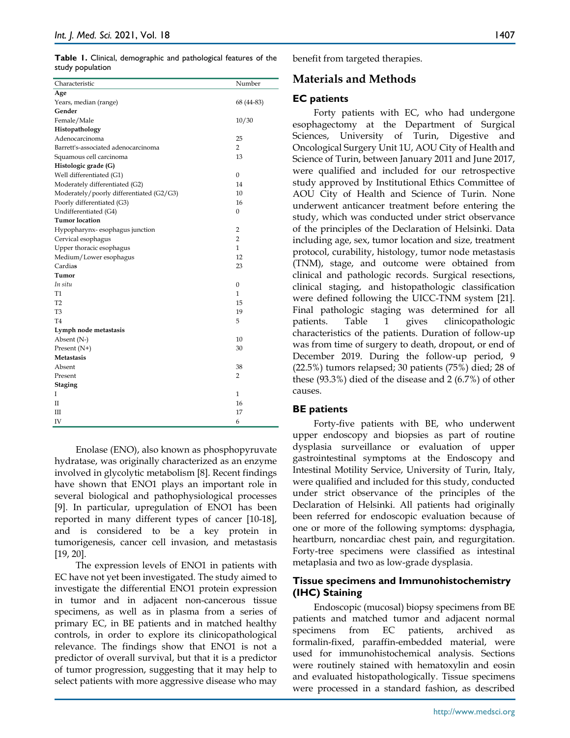**Table 1.** Clinical, demographic and pathological features of the study population

| Characteristic | Number |
|---|---|
| **Age** | |
| Years, median (range) | 68 (44-83) |
| **Gender** | |
| Female/Male | 10/30 |
| **Histopathology** | |
| Adenocarcinoma | 25 |
| Barrett's-associated adenocarcinoma | 2 |
| Squamous cell carcinoma | 13 |
| **Histologic grade (G)** | |
| Well differentiated (G1) | 0 |
| Moderately differentiated (G2) | 14 |
| Moderately/poorly differentiated (G2/G3) | 10 |
| Poorly differentiated (G3) | 16 |
| Undifferentiated (G4) | 0 |
| **Tumor location** | |
| Hypopharynx- esophagus junction | 2 |
| Cervical esophagus | 2 |
| Upper thoracic esophagus | 1 |
| Medium/Lower esophagus | 12 |
| Cardias | 23 |
| **Tumor** | |
| *In situ* | 0 |
| T1 | 1 |
| T2 | 15 |
| T3 | 19 |
| T4 | 5 |
| **Lymph node metastasis** | |
| Absent (N-) | 10 |
| Present (N+) | 30 |
| **Metastasis** | |
| Absent | 38 |
| Present | 2 |
| **Staging** | |
| I | 1 |
| II | 16 |
| III | 17 |
| IV | 6 |

Enolase (ENO), also known as phosphopyruvate hydratase, was originally characterized as an enzyme involved in glycolytic metabolism [8]. Recent findings have shown that ENO1 plays an important role in several biological and pathophysiological processes [9]. In particular, upregulation of ENO1 has been reported in many different types of cancer [10-18], and is considered to be a key protein in tumorigenesis, cancer cell invasion, and metastasis [19, 20].

The expression levels of ENO1 in patients with EC have not yet been investigated. The study aimed to investigate the differential ENO1 protein expression in tumor and in adjacent non-cancerous tissue specimens, as well as in plasma from a series of primary EC, in BE patients and in matched healthy controls, in order to explore its clinicopathological relevance. The findings show that ENO1 is not a predictor of overall survival, but that it is a predictor of tumor progression, suggesting that it may help to select patients with more aggressive disease who may benefit from targeted therapies.

## Materials and Methods

### EC patients

Forty patients with EC, who had undergone esophagectomy at the Department of Surgical Sciences, University of Turin, Digestive and Oncological Surgery Unit 1U, AOU City of Health and Science of Turin, between January 2011 and June 2017, were qualified and included for our retrospective study approved by Institutional Ethics Committee of AOU City of Health and Science of Turin. None underwent anticancer treatment before entering the study, which was conducted under strict observance of the principles of the Declaration of Helsinki. Data including age, sex, tumor location and size, treatment protocol, curability, histology, tumor node metastasis (TNM), stage, and outcome were obtained from clinical and pathologic records. Surgical resections, clinical staging, and histopathologic classification were defined following the UICC-TNM system [21]. Final pathologic staging was determined for all patients. Table 1 gives clinicopathologic characteristics of the patients. Duration of follow-up was from time of surgery to death, dropout, or end of December 2019. During the follow-up period, 9 (22.5%) tumors relapsed; 30 patients (75%) died; 28 of these (93.3%) died of the disease and 2 (6.7%) of other causes.

### BE patients

Forty-five patients with BE, who underwent upper endoscopy and biopsies as part of routine dysplasia surveillance or evaluation of upper gastrointestinal symptoms at the Endoscopy and Intestinal Motility Service, University of Turin, Italy, were qualified and included for this study, conducted under strict observance of the principles of the Declaration of Helsinki. All patients had originally been referred for endoscopic evaluation because of one or more of the following symptoms: dysphagia, heartburn, noncardiac chest pain, and regurgitation. Forty-tree specimens were classified as intestinal metaplasia and two as low-grade dysplasia.

### Tissue specimens and Immunohistochemistry (IHC) Staining

Endoscopic (mucosal) biopsy specimens from BE patients and matched tumor and adjacent normal specimens from EC patients, archived as formalin-fixed, paraffin-embedded material, were used for immunohistochemical analysis. Sections were routinely stained with hematoxylin and eosin and evaluated histopathologically. Tissue specimens were processed in a standard fashion, as described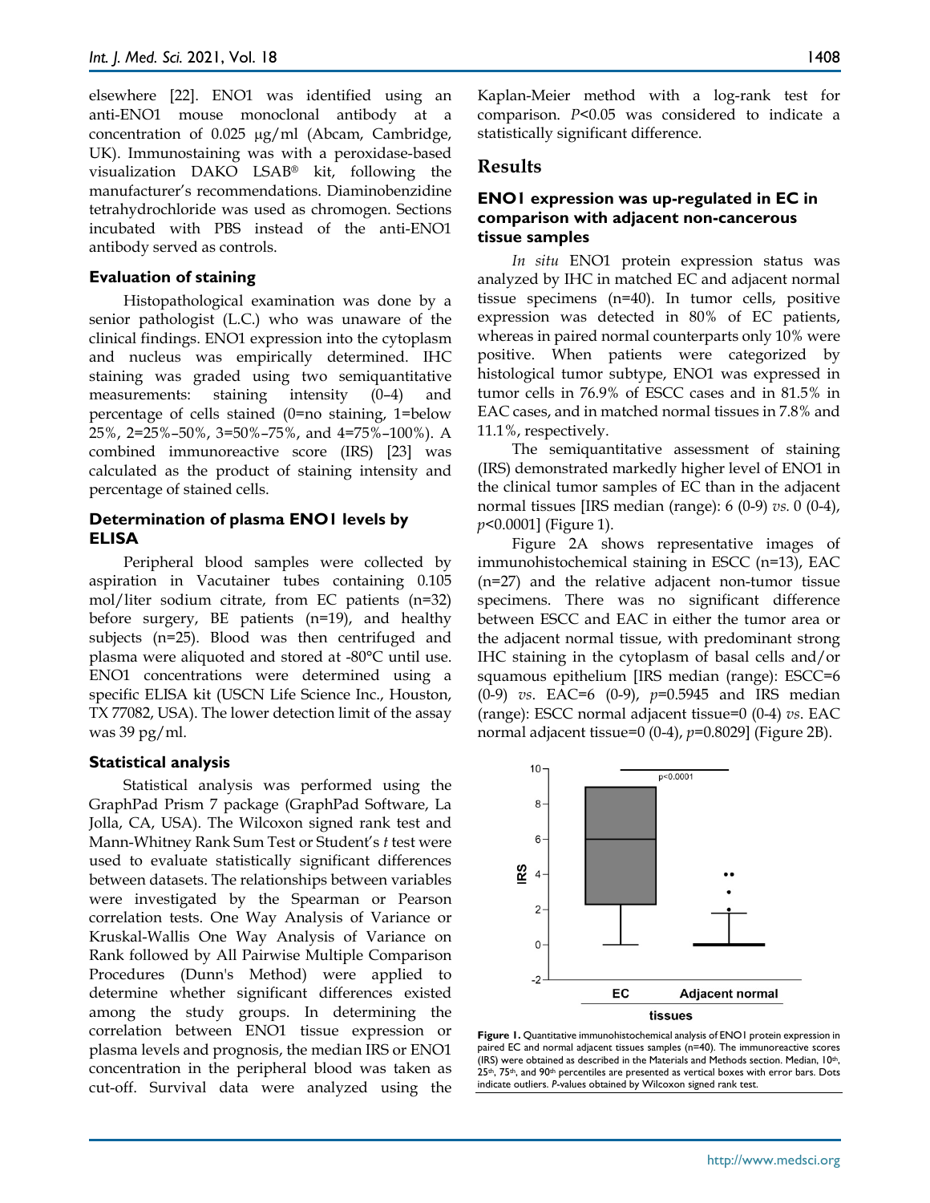elsewhere [22]. ENO1 was identified using an anti-ENO1 mouse monoclonal antibody at a concentration of 0.025 μg/ml (Abcam, Cambridge, UK). Immunostaining was with a peroxidase-based visualization DAKO LSAB® kit, following the manufacturer's recommendations. Diaminobenzidine tetrahydrochloride was used as chromogen. Sections incubated with PBS instead of the anti-ENO1 antibody served as controls.

### Evaluation of staining

Histopathological examination was done by a senior pathologist (L.C.) who was unaware of the clinical findings. ENO1 expression into the cytoplasm and nucleus was empirically determined. IHC staining was graded using two semiquantitative measurements: staining intensity (0–4) and percentage of cells stained (0=no staining, 1=below 25%, 2=25%–50%, 3=50%–75%, and 4=75%–100%). A combined immunoreactive score (IRS) [23] was calculated as the product of staining intensity and percentage of stained cells.

### Determination of plasma ENO1 levels by ELISA

Peripheral blood samples were collected by aspiration in Vacutainer tubes containing 0.105 mol/liter sodium citrate, from EC patients (n=32) before surgery, BE patients (n=19), and healthy subjects (n=25). Blood was then centrifuged and plasma were aliquoted and stored at -80°C until use. ENO1 concentrations were determined using a specific ELISA kit (USCN Life Science Inc., Houston, TX 77082, USA). The lower detection limit of the assay was 39 pg/ml.

### Statistical analysis

Statistical analysis was performed using the GraphPad Prism 7 package (GraphPad Software, La Jolla, CA, USA). The Wilcoxon signed rank test and Mann-Whitney Rank Sum Test or Student's *t* test were used to evaluate statistically significant differences between datasets. The relationships between variables were investigated by the Spearman or Pearson correlation tests. One Way Analysis of Variance or Kruskal-Wallis One Way Analysis of Variance on Rank followed by All Pairwise Multiple Comparison Procedures (Dunn's Method) were applied to determine whether significant differences existed among the study groups. In determining the correlation between ENO1 tissue expression or plasma levels and prognosis, the median IRS or ENO1 concentration in the peripheral blood was taken as cut-off. Survival data were analyzed using the Kaplan-Meier method with a log-rank test for comparison. $P<0.05$ was considered to indicate a statistically significant difference.

## Results

### ENO1 expression was up-regulated in EC in comparison with adjacent non-cancerous tissue samples

*In situ* ENO1 protein expression status was analyzed by IHC in matched EC and adjacent normal tissue specimens (n=40). In tumor cells, positive expression was detected in 80% of EC patients, whereas in paired normal counterparts only 10% were positive. When patients were categorized by histological tumor subtype, ENO1 was expressed in tumor cells in 76.9% of ESCC cases and in 81.5% in EAC cases, and in matched normal tissues in 7.8% and 11.1%, respectively.

The semiquantitative assessment of staining (IRS) demonstrated markedly higher level of ENO1 in the clinical tumor samples of EC than in the adjacent normal tissues [IRS median (range): 6 (0-9) *vs.* 0 (0-4), $p<0.0001$] (Figure 1).

Figure 2A shows representative images of immunohistochemical staining in ESCC (n=13), EAC (n=27) and the relative adjacent non-tumor tissue specimens. There was no significant difference between ESCC and EAC in either the tumor area or the adjacent normal tissue, with predominant strong IHC staining in the cytoplasm of basal cells and/or squamous epithelium [IRS median (range): ESCC=6 (0-9) *vs*. EAC=6 (0-9), $p=0.5945$ and IRS median (range): ESCC normal adjacent tissue=0 (0-4) *vs*. EAC normal adjacent tissue=0 (0-4), $p=0.8029$] (Figure 2B).

**Figure 1.** Quantitative immunohistochemical analysis of ENO1 protein expression in paired EC and normal adjacent tissues samples (n=40). The immunoreactive scores (IRS) were obtained as described in the Materials and Methods section. Median, 10th, 25th, 75th, and 90th percentiles are presented as vertical boxes with error bars. Dots indicate outliers. *P*-values obtained by Wilcoxon signed rank test.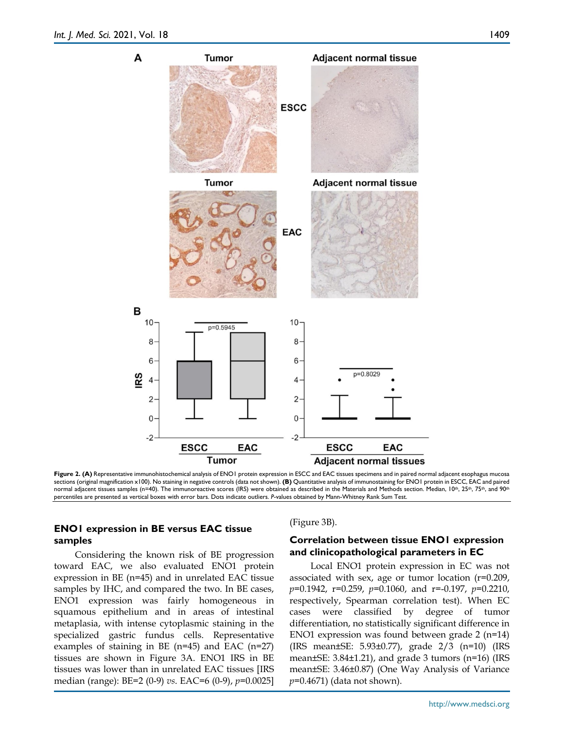**Figure 2. (A)** Representative immunohistochemical analysis of ENO1 protein expression in ESCC and EAC tissues specimens and in paired normal adjacent esophagus mucosa sections (original magnification x100). No staining in negative controls (data not shown). **(B)** Quantitative analysis of immunostaining for ENO1 protein in ESCC, EAC and paired normal adjacent tissues samples (n=40). The immunoreactive scores (IRS) were obtained as described in the Materials and Methods section. Median, 10th, 25th, 75th, and 90th percentiles are presented as vertical boxes with error bars. Dots indicate outliers. *P*-values obtained by Mann-Whitney Rank Sum Test.

### ENO1 expression in BE versus EAC tissue samples

Considering the known risk of BE progression toward EAC, we also evaluated ENO1 protein expression in BE (n=45) and in unrelated EAC tissue samples by IHC, and compared the two. In BE cases, ENO1 expression was fairly homogeneous in squamous epithelium and in areas of intestinal metaplasia, with intense cytoplasmic staining in the specialized gastric fundus cells. Representative examples of staining in BE (n=45) and EAC (n=27) tissues are shown in Figure 3A. ENO1 IRS in BE tissues was lower than in unrelated EAC tissues [IRS median (range): BE=2 (0-9) *vs*. EAC=6 (0-9), *p*=0.0025] (Figure 3B).

### Correlation between tissue ENO1 expression and clinicopathological parameters in EC

Local ENO1 protein expression in EC was not associated with sex, age or tumor location (r=0.209, *p*=0.1942, r=0.259, *p*=0.1060, and r=-0.197, *p*=0.2210, respectively, Spearman correlation test). When EC cases were classified by degree of tumor differentiation, no statistically significant difference in ENO1 expression was found between grade 2 (n=14) (IRS mean±SE: 5.93±0.77), grade 2/3 (n=10) (IRS mean±SE: 3.84±1.21), and grade 3 tumors (n=16) (IRS mean±SE: 3.46±0.87) (One Way Analysis of Variance *p*=0.4671) (data not shown).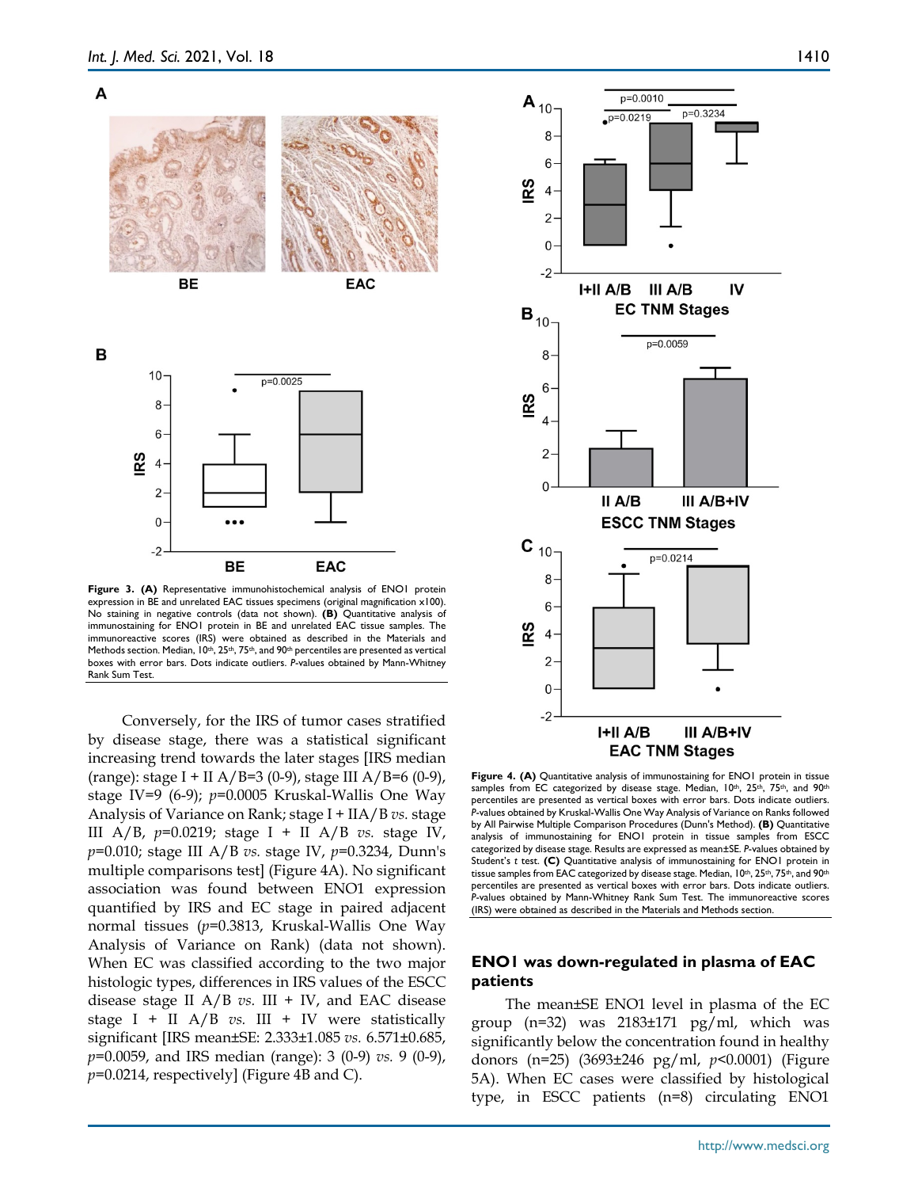Figure 3. **(A)** Representative immunohistochemical analysis of ENO1 protein expression in BE and unrelated EAC tissues specimens (original magnification x100). No staining in negative controls (data not shown). **(B)** Quantitative analysis of immunostaining for ENO1 protein in BE and unrelated EAC tissue samples. The immunoreactive scores (IRS) were obtained as described in the Materials and Methods section. Median, 10th, 25th, 75th, and 90th percentiles are presented as vertical boxes with error bars. Dots indicate outliers. *P*-values obtained by Mann-Whitney Rank Sum Test.

Conversely, for the IRS of tumor cases stratified by disease stage, there was a statistical significant increasing trend towards the later stages [IRS median (range): stage I + II A/B=3 (0-9), stage III A/B=6 (0-9), stage IV=9 (6-9); $p$=0.0005 Kruskal-Wallis One Way Analysis of Variance on Rank; stage I + IIA/B *vs.* stage III A/B, $p$=0.0219; stage I + II A/B *vs.* stage IV, $p$=0.010; stage III A/B *vs.* stage IV, $p$=0.3234, Dunn's multiple comparisons test] (Figure 4A). No significant association was found between ENO1 expression quantified by IRS and EC stage in paired adjacent normal tissues ($p$=0.3813, Kruskal-Wallis One Way Analysis of Variance on Rank) (data not shown). When EC was classified according to the two major histologic types, differences in IRS values of the ESCC disease stage II A/B *vs.* III + IV, and EAC disease stage I + II A/B *vs.* III + IV were statistically significant [IRS mean±SE: 2.333±1.085 *vs.* 6.571±0.685, $p$=0.0059, and IRS median (range): 3 (0-9) *vs.* 9 (0-9), $p$=0.0214, respectively] (Figure 4B and C).

Figure 4. **(A)** Quantitative analysis of immunostaining for ENO1 protein in tissue samples from EC categorized by disease stage. Median, 10th, 25th, 75th, and 90th percentiles are presented as vertical boxes with error bars. Dots indicate outliers. *P*-values obtained by Kruskal-Wallis One Way Analysis of Variance on Ranks followed by All Pairwise Multiple Comparison Procedures (Dunn's Method). **(B)** Quantitative analysis of immunostaining for ENO1 protein in tissue samples from ESCC categorized by disease stage. Results are expressed as mean±SE. *P*-values obtained by Student's *t* test. **(C)** Quantitative analysis of immunostaining for ENO1 protein in tissue samples from EAC categorized by disease stage. Median, 10th, 25th, 75th, and 90th percentiles are presented as vertical boxes with error bars. Dots indicate outliers. *P*-values obtained by Mann-Whitney Rank Sum Test. The immunoreactive scores (IRS) were obtained as described in the Materials and Methods section.

## ENO1 was down-regulated in plasma of EAC patients

The mean±SE ENO1 level in plasma of the EC group (n=32) was 2183±171 pg/ml, which was significantly below the concentration found in healthy donors (n=25) (3693±246 pg/ml, $p$<0.0001) (Figure 5A). When EC cases were classified by histological type, in ESCC patients (n=8) circulating ENO1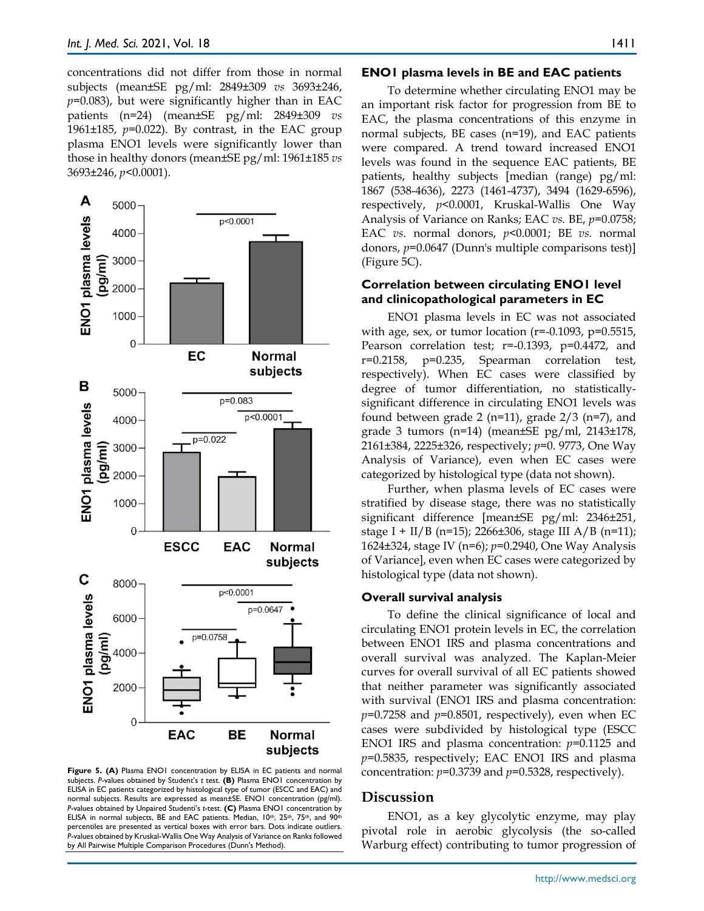concentrations did not differ from those in normal subjects (mean±SE pg/ml: 2849±309 *vs* 3693±246, $p$=0.083), but were significantly higher than in EAC patients (n=24) (mean±SE pg/ml: 2849±309 *vs* 1961±185, $p$=0.022). By contrast, in the EAC group plasma ENO1 levels were significantly lower than those in healthy donors (mean±SE pg/ml: 1961±185 *vs* 3693±246, $p$<0.0001).

**Figure 5. (A)** Plasma ENO1 concentration by ELISA in EC patients and normal subjects. *P*-values obtained by Student's *t* test. **(B)** Plasma ENO1 concentration by ELISA in EC patients categorized by histological type of tumor (ESCC and EAC) and normal subjects. Results are expressed as mean±SE. ENO1 concentration (pg/ml). *P*-values obtained by Unpaired Studenti's *t*-test. **(C)** Plasma ENO1 concentration by ELISA in normal subjects, BE and EAC patients. Median, 10th, 25th, 75th, and 90th percentiles are presented as vertical boxes with error bars. Dots indicate outliers. *P*-values obtained by Kruskal-Wallis One Way Analysis of Variance on Ranks followed by All Pairwise Multiple Comparison Procedures (Dunn's Method).

### ENO1 plasma levels in BE and EAC patients

To determine whether circulating ENO1 may be an important risk factor for progression from BE to EAC, the plasma concentrations of this enzyme in normal subjects, BE cases (n=19), and EAC patients were compared. A trend toward increased ENO1 levels was found in the sequence EAC patients, BE patients, healthy subjects [median (range) pg/ml: 1867 (538-4636), 2273 (1461-4737), 3494 (1629-6596), respectively, $p$<0.0001, Kruskal-Wallis One Way Analysis of Variance on Ranks; EAC *vs.* BE, $p$=0.0758; EAC *vs.* normal donors, $p$<0.0001; BE *vs.* normal donors, $p$=0.0647 (Dunn's multiple comparisons test)] (Figure 5C).

### Correlation between circulating ENO1 level and clinicopathological parameters in EC

ENO1 plasma levels in EC was not associated with age, sex, or tumor location (r=-0.1093, p=0.5515, Pearson correlation test; r=-0.1393, p=0.4472, and r=0.2158, p=0.235, Spearman correlation test, respectively). When EC cases were classified by degree of tumor differentiation, no statistically-significant difference in circulating ENO1 levels was found between grade 2 (n=11), grade 2/3 (n=7), and grade 3 tumors (n=14) (mean±SE pg/ml, 2143±178, 2161±384, 2225±326, respectively; $p$=0. 9773, One Way Analysis of Variance), even when EC cases were categorized by histological type (data not shown).

Further, when plasma levels of EC cases were stratified by disease stage, there was no statistically significant difference [mean±SE pg/ml: 2346±251, stage I + II/B (n=15); 2266±306, stage III A/B (n=11); 1624±324, stage IV (n=6); $p$=0.2940, One Way Analysis of Variance], even when EC cases were categorized by histological type (data not shown).

### Overall survival analysis

To define the clinical significance of local and circulating ENO1 protein levels in EC, the correlation between ENO1 IRS and plasma concentrations and overall survival was analyzed. The Kaplan-Meier curves for overall survival of all EC patients showed that neither parameter was significantly associated with survival (ENO1 IRS and plasma concentration: $p$=0.7258 and $p$=0.8501, respectively), even when EC cases were subdivided by histological type (ESCC ENO1 IRS and plasma concentration: $p$=0.1125 and $p$=0.5835, respectively; EAC ENO1 IRS and plasma concentration: $p$=0.3739 and $p$=0.5328, respectively).

## Discussion

ENO1, as a key glycolytic enzyme, may play pivotal role in aerobic glycolysis (the so-called Warburg effect) contributing to tumor progression of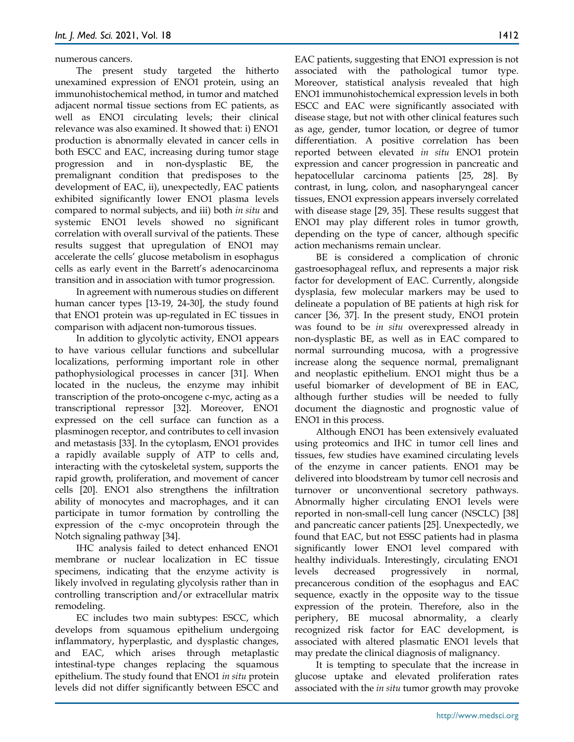numerous cancers.

The present study targeted the hitherto unexamined expression of ENO1 protein, using an immunohistochemical method, in tumor and matched adjacent normal tissue sections from EC patients, as well as ENO1 circulating levels; their clinical relevance was also examined. It showed that: i) ENO1 production is abnormally elevated in cancer cells in both ESCC and EAC, increasing during tumor stage progression and in non-dysplastic BE, the premalignant condition that predisposes to the development of EAC, ii), unexpectedly, EAC patients exhibited significantly lower ENO1 plasma levels compared to normal subjects, and iii) both *in situ* and systemic ENO1 levels showed no significant correlation with overall survival of the patients. These results suggest that upregulation of ENO1 may accelerate the cells' glucose metabolism in esophagus cells as early event in the Barrett's adenocarcinoma transition and in association with tumor progression.

In agreement with numerous studies on different human cancer types [13-19, 24-30], the study found that ENO1 protein was up-regulated in EC tissues in comparison with adjacent non-tumorous tissues.

In addition to glycolytic activity, ENO1 appears to have various cellular functions and subcellular localizations, performing important role in other pathophysiological processes in cancer [31]. When located in the nucleus, the enzyme may inhibit transcription of the proto-oncogene c-myc, acting as a transcriptional repressor [32]. Moreover, ENO1 expressed on the cell surface can function as a plasminogen receptor, and contributes to cell invasion and metastasis [33]. In the cytoplasm, ENO1 provides a rapidly available supply of ATP to cells and, interacting with the cytoskeletal system, supports the rapid growth, proliferation, and movement of cancer cells [20]. ENO1 also strengthens the infiltration ability of monocytes and macrophages, and it can participate in tumor formation by controlling the expression of the c-myc oncoprotein through the Notch signaling pathway [34].

IHC analysis failed to detect enhanced ENO1 membrane or nuclear localization in EC tissue specimens, indicating that the enzyme activity is likely involved in regulating glycolysis rather than in controlling transcription and/or extracellular matrix remodeling.

EC includes two main subtypes: ESCC, which develops from squamous epithelium undergoing inflammatory, hyperplastic, and dysplastic changes, and EAC, which arises through metaplastic intestinal-type changes replacing the squamous epithelium. The study found that ENO1 *in situ* protein levels did not differ significantly between ESCC and EAC patients, suggesting that ENO1 expression is not associated with the pathological tumor type. Moreover, statistical analysis revealed that high ENO1 immunohistochemical expression levels in both ESCC and EAC were significantly associated with disease stage, but not with other clinical features such as age, gender, tumor location, or degree of tumor differentiation. A positive correlation has been reported between elevated *in situ* ENO1 protein expression and cancer progression in pancreatic and hepatocellular carcinoma patients [25, 28]. By contrast, in lung, colon, and nasopharyngeal cancer tissues, ENO1 expression appears inversely correlated with disease stage [29, 35]. These results suggest that ENO1 may play different roles in tumor growth, depending on the type of cancer, although specific action mechanisms remain unclear.

BE is considered a complication of chronic gastroesophageal reflux, and represents a major risk factor for development of EAC. Currently, alongside dysplasia, few molecular markers may be used to delineate a population of BE patients at high risk for cancer [36, 37]. In the present study, ENO1 protein was found to be *in situ* overexpressed already in non-dysplastic BE, as well as in EAC compared to normal surrounding mucosa, with a progressive increase along the sequence normal, premalignant and neoplastic epithelium. ENO1 might thus be a useful biomarker of development of BE in EAC, although further studies will be needed to fully document the diagnostic and prognostic value of ENO1 in this process.

Although ENO1 has been extensively evaluated using proteomics and IHC in tumor cell lines and tissues, few studies have examined circulating levels of the enzyme in cancer patients. ENO1 may be delivered into bloodstream by tumor cell necrosis and turnover or unconventional secretory pathways. Abnormally higher circulating ENO1 levels were reported in non-small-cell lung cancer (NSCLC) [38] and pancreatic cancer patients [25]. Unexpectedly, we found that EAC, but not ESSC patients had in plasma significantly lower ENO1 level compared with healthy individuals. Interestingly, circulating ENO1 levels decreased progressively in normal, precancerous condition of the esophagus and EAC sequence, exactly in the opposite way to the tissue expression of the protein. Therefore, also in the periphery, BE mucosal abnormality, a clearly recognized risk factor for EAC development, is associated with altered plasmatic ENO1 levels that may predate the clinical diagnosis of malignancy.

It is tempting to speculate that the increase in glucose uptake and elevated proliferation rates associated with the *in situ* tumor growth may provoke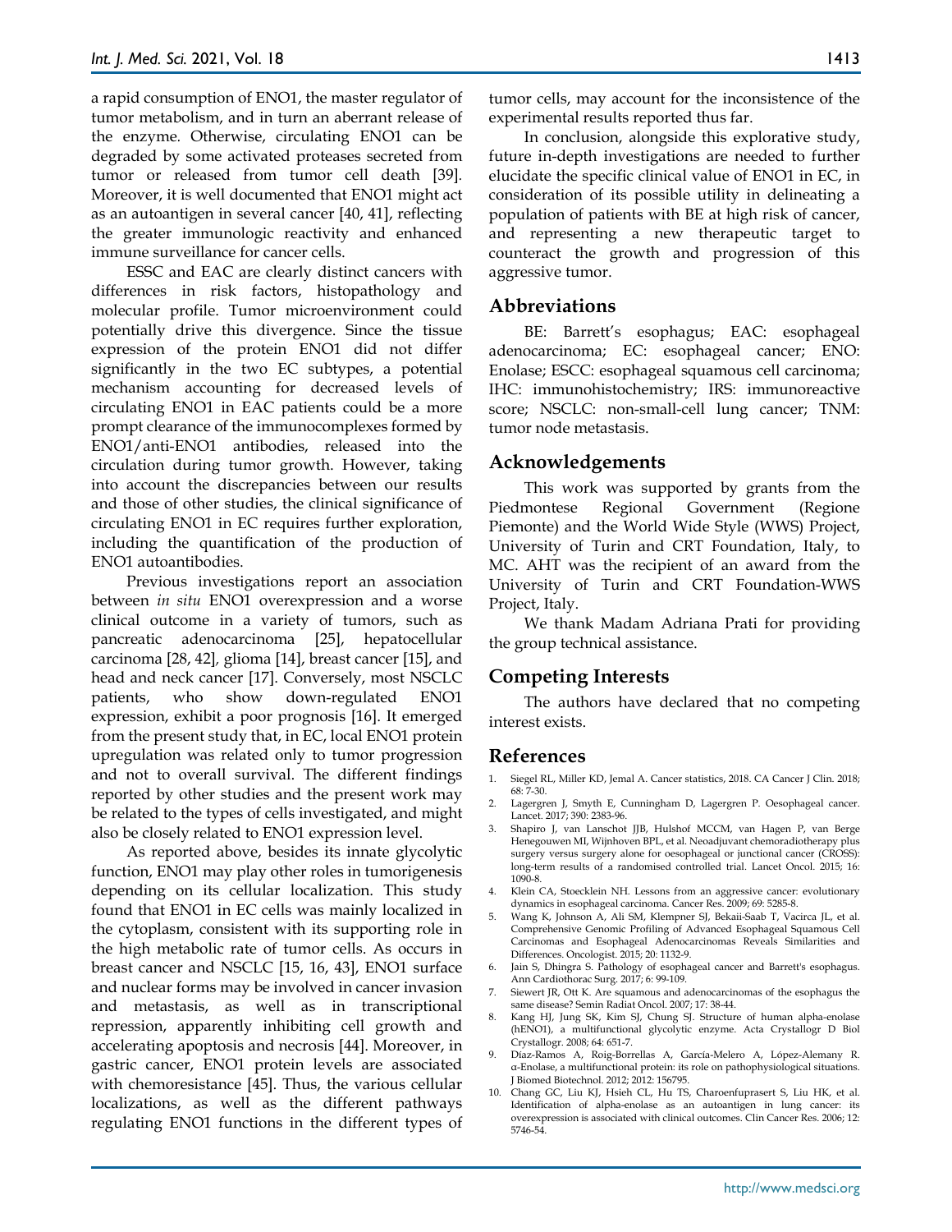a rapid consumption of ENO1, the master regulator of tumor metabolism, and in turn an aberrant release of the enzyme. Otherwise, circulating ENO1 can be degraded by some activated proteases secreted from tumor or released from tumor cell death [39]. Moreover, it is well documented that ENO1 might act as an autoantigen in several cancer [40, 41], reflecting the greater immunologic reactivity and enhanced immune surveillance for cancer cells.

ESSC and EAC are clearly distinct cancers with differences in risk factors, histopathology and molecular profile. Tumor microenvironment could potentially drive this divergence. Since the tissue expression of the protein ENO1 did not differ significantly in the two EC subtypes, a potential mechanism accounting for decreased levels of circulating ENO1 in EAC patients could be a more prompt clearance of the immunocomplexes formed by ENO1/anti-ENO1 antibodies, released into the circulation during tumor growth. However, taking into account the discrepancies between our results and those of other studies, the clinical significance of circulating ENO1 in EC requires further exploration, including the quantification of the production of ENO1 autoantibodies.

Previous investigations report an association between *in situ* ENO1 overexpression and a worse clinical outcome in a variety of tumors, such as pancreatic adenocarcinoma [25], hepatocellular carcinoma [28, 42], glioma [14], breast cancer [15], and head and neck cancer [17]. Conversely, most NSCLC patients, who show down-regulated ENO1 expression, exhibit a poor prognosis [16]. It emerged from the present study that, in EC, local ENO1 protein upregulation was related only to tumor progression and not to overall survival. The different findings reported by other studies and the present work may be related to the types of cells investigated, and might also be closely related to ENO1 expression level.

As reported above, besides its innate glycolytic function, ENO1 may play other roles in tumorigenesis depending on its cellular localization. This study found that ENO1 in EC cells was mainly localized in the cytoplasm, consistent with its supporting role in the high metabolic rate of tumor cells. As occurs in breast cancer and NSCLC [15, 16, 43], ENO1 surface and nuclear forms may be involved in cancer invasion and metastasis, as well as in transcriptional repression, apparently inhibiting cell growth and accelerating apoptosis and necrosis [44]. Moreover, in gastric cancer, ENO1 protein levels are associated with chemoresistance [45]. Thus, the various cellular localizations, as well as the different pathways regulating ENO1 functions in the different types of tumor cells, may account for the inconsistence of the experimental results reported thus far.

In conclusion, alongside this explorative study, future in-depth investigations are needed to further elucidate the specific clinical value of ENO1 in EC, in consideration of its possible utility in delineating a population of patients with BE at high risk of cancer, and representing a new therapeutic target to counteract the growth and progression of this aggressive tumor.

## Abbreviations

BE: Barrett's esophagus; EAC: esophageal adenocarcinoma; EC: esophageal cancer; ENO: Enolase; ESCC: esophageal squamous cell carcinoma; IHC: immunohistochemistry; IRS: immunoreactive score; NSCLC: non-small-cell lung cancer; TNM: tumor node metastasis.

## Acknowledgements

This work was supported by grants from the Piedmontese Regional Government (Regione Piemonte) and the World Wide Style (WWS) Project, University of Turin and CRT Foundation, Italy, to MC. AHT was the recipient of an award from the University of Turin and CRT Foundation-WWS Project, Italy.

We thank Madam Adriana Prati for providing the group technical assistance.

## Competing Interests

The authors have declared that no competing interest exists.

## References

1. Siegel RL, Miller KD, Jemal A. Cancer statistics, 2018. CA Cancer J Clin. 2018; 68: 7-30.
2. Lagergren J, Smyth E, Cunningham D, Lagergren P. Oesophageal cancer. Lancet. 2017; 390: 2383-96.
3. Shapiro J, van Lanschot JJB, Hulshof MCCM, van Hagen P, van Berge Henegouwen MI, Wijnhoven BPL, et al. Neoadjuvant chemoradiotherapy plus surgery versus surgery alone for oesophageal or junctional cancer (CROSS): long-term results of a randomised controlled trial. Lancet Oncol. 2015; 16: 1090-8.
4. Klein CA, Stoecklein NH. Lessons from an aggressive cancer: evolutionary dynamics in esophageal carcinoma. Cancer Res. 2009; 69: 5285-8.
5. Wang K, Johnson A, Ali SM, Klempner SJ, Bekaii-Saab T, Vacirca JL, et al. Comprehensive Genomic Profiling of Advanced Esophageal Squamous Cell Carcinomas and Esophageal Adenocarcinomas Reveals Similarities and Differences. Oncologist. 2015; 20: 1132-9.
6. Jain S, Dhingra S. Pathology of esophageal cancer and Barrett's esophagus. Ann Cardiothorac Surg. 2017; 6: 99-109.
7. Siewert JR, Ott K. Are squamous and adenocarcinomas of the esophagus the same disease? Semin Radiat Oncol. 2007; 17: 38-44.
8. Kang HJ, Jung SK, Kim SJ, Chung SJ. Structure of human alpha-enolase (hENO1), a multifunctional glycolytic enzyme. Acta Crystallogr D Biol Crystallogr. 2008; 64: 651-7.
9. Díaz-Ramos A, Roig-Borrellas A, García-Melero A, López-Alemany R. α-Enolase, a multifunctional protein: its role on pathophysiological situations. J Biomed Biotechnol. 2012; 2012: 156795.
10. Chang GC, Liu KJ, Hsieh CL, Hu TS, Charoenfuprasert S, Liu HK, et al. Identification of alpha-enolase as an autoantigen in lung cancer: its overexpression is associated with clinical outcomes. Clin Cancer Res. 2006; 12: 5746-54.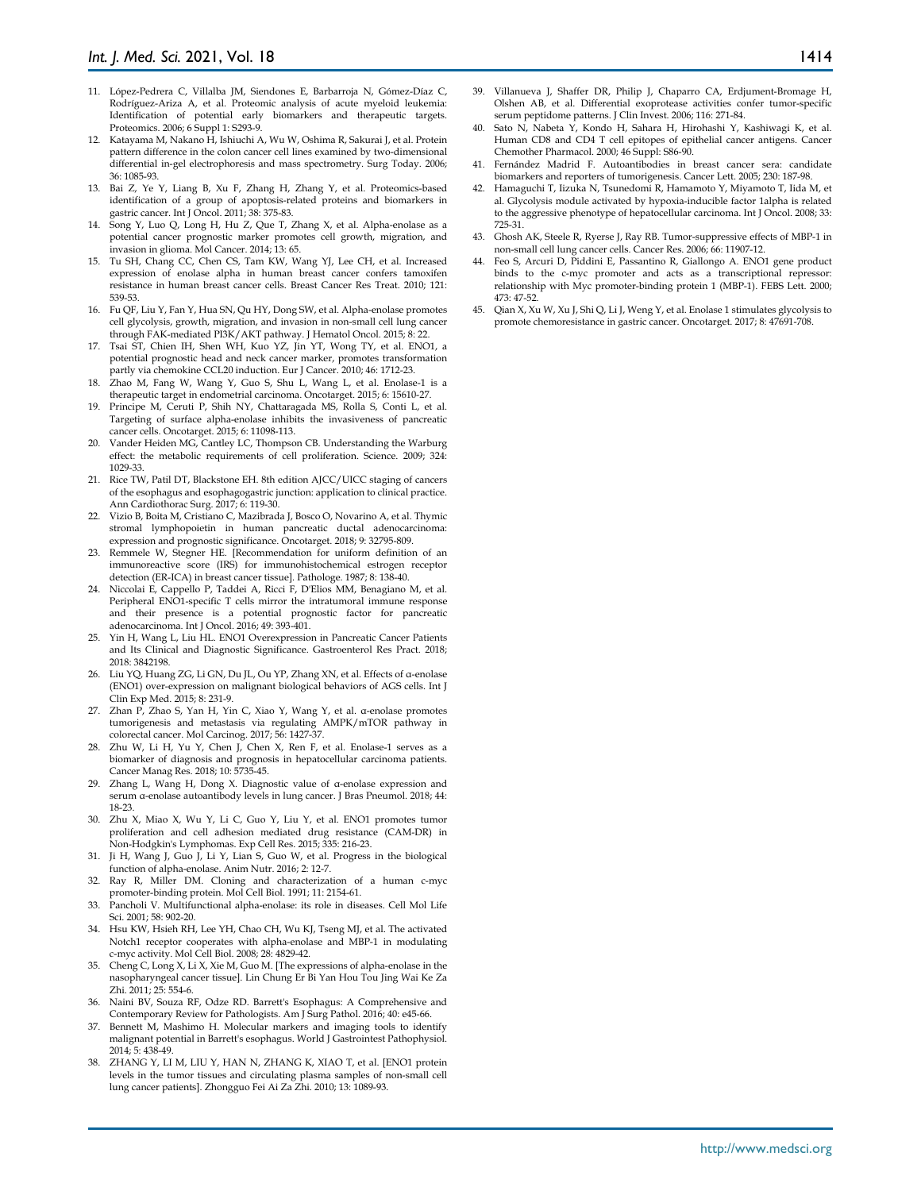11. López-Pedrera C, Villalba JM, Siendones E, Barbarroja N, Gómez-Díaz C, Rodríguez-Ariza A, et al. Proteomic analysis of acute myeloid leukemia: Identification of potential early biomarkers and therapeutic targets. Proteomics. 2006; 6 Suppl 1: S293-9.
12. Katayama M, Nakano H, Ishiuchi A, Wu W, Oshima R, Sakurai J, et al. Protein pattern difference in the colon cancer cell lines examined by two-dimensional differential in-gel electrophoresis and mass spectrometry. Surg Today. 2006; 36: 1085-93.
13. Bai Z, Ye Y, Liang B, Xu F, Zhang H, Zhang Y, et al. Proteomics-based identification of a group of apoptosis-related proteins and biomarkers in gastric cancer. Int J Oncol. 2011; 38: 375-83.
14. Song Y, Luo Q, Long H, Hu Z, Que T, Zhang X, et al. Alpha-enolase as a potential cancer prognostic marker promotes cell growth, migration, and invasion in glioma. Mol Cancer. 2014; 13: 65.
15. Tu SH, Chang CC, Chen CS, Tam KW, Wang YJ, Lee CH, et al. Increased expression of enolase alpha in human breast cancer confers tamoxifen resistance in human breast cancer cells. Breast Cancer Res Treat. 2010; 121: 539-53.
16. Fu QF, Liu Y, Fan Y, Hua SN, Qu HY, Dong SW, et al. Alpha-enolase promotes cell glycolysis, growth, migration, and invasion in non-small cell lung cancer through FAK-mediated PI3K/AKT pathway. J Hematol Oncol. 2015; 8: 22.
17. Tsai ST, Chien IH, Shen WH, Kuo YZ, Jin YT, Wong TY, et al. ENO1, a potential prognostic head and neck cancer marker, promotes transformation partly via chemokine CCL20 induction. Eur J Cancer. 2010; 46: 1712-23.
18. Zhao M, Fang W, Wang Y, Guo S, Shu L, Wang L, et al. Enolase-1 is a therapeutic target in endometrial carcinoma. Oncotarget. 2015; 6: 15610-27.
19. Principe M, Ceruti P, Shih NY, Chattaragada MS, Rolla S, Conti L, et al. Targeting of surface alpha-enolase inhibits the invasiveness of pancreatic cancer cells. Oncotarget. 2015; 6: 11098-113.
20. Vander Heiden MG, Cantley LC, Thompson CB. Understanding the Warburg effect: the metabolic requirements of cell proliferation. Science. 2009; 324: 1029-33.
21. Rice TW, Patil DT, Blackstone EH. 8th edition AJCC/UICC staging of cancers of the esophagus and esophagogastric junction: application to clinical practice. Ann Cardiothorac Surg. 2017; 6: 119-30.
22. Vizio B, Boita M, Cristiano C, Mazibrada J, Bosco O, Novarino A, et al. Thymic stromal lymphopoietin in human pancreatic ductal adenocarcinoma: expression and prognostic significance. Oncotarget. 2018; 9: 32795-809.
23. Remmele W, Stegner HE. [Recommendation for uniform definition of an immunoreactive score (IRS) for immunohistochemical estrogen receptor detection (ER-ICA) in breast cancer tissue]. Pathologe. 1987; 8: 138-40.
24. Niccolai E, Cappello P, Taddei A, Ricci F, D'Elios MM, Benagiano M, et al. Peripheral ENO1-specific T cells mirror the intratumoral immune response and their presence is a potential prognostic factor for pancreatic adenocarcinoma. Int J Oncol. 2016; 49: 393-401.
25. Yin H, Wang L, Liu HL. ENO1 Overexpression in Pancreatic Cancer Patients and Its Clinical and Diagnostic Significance. Gastroenterol Res Pract. 2018; 2018: 3842198.
26. Liu YQ, Huang ZG, Li GN, Du JL, Ou YP, Zhang XN, et al. Effects of α-enolase (ENO1) over-expression on malignant biological behaviors of AGS cells. Int J Clin Exp Med. 2015; 8: 231-9.
27. Zhan P, Zhao S, Yan H, Yin C, Xiao Y, Wang Y, et al. α-enolase promotes tumorigenesis and metastasis via regulating AMPK/mTOR pathway in colorectal cancer. Mol Carcinog. 2017; 56: 1427-37.
28. Zhu W, Li H, Yu Y, Chen J, Chen X, Ren F, et al. Enolase-1 serves as a biomarker of diagnosis and prognosis in hepatocellular carcinoma patients. Cancer Manag Res. 2018; 10: 5735-45.
29. Zhang L, Wang H, Dong X. Diagnostic value of α-enolase expression and serum α-enolase autoantibody levels in lung cancer. J Bras Pneumol. 2018; 44: 18-23.
30. Zhu X, Miao X, Wu Y, Li C, Guo Y, Liu Y, et al. ENO1 promotes tumor proliferation and cell adhesion mediated drug resistance (CAM-DR) in Non-Hodgkin's Lymphomas. Exp Cell Res. 2015; 335: 216-23.
31. Ji H, Wang J, Guo J, Li Y, Lian S, Guo W, et al. Progress in the biological function of alpha-enolase. Anim Nutr. 2016; 2: 12-7.
32. Ray R, Miller DM. Cloning and characterization of a human c-myc promoter-binding protein. Mol Cell Biol. 1991; 11: 2154-61.
33. Pancholi V. Multifunctional alpha-enolase: its role in diseases. Cell Mol Life Sci. 2001; 58: 902-20.
34. Hsu KW, Hsieh RH, Lee YH, Chao CH, Wu KJ, Tseng MJ, et al. The activated Notch1 receptor cooperates with alpha-enolase and MBP-1 in modulating c-myc activity. Mol Cell Biol. 2008; 28: 4829-42.
35. Cheng C, Long X, Li X, Xie M, Guo M. [The expressions of alpha-enolase in the nasopharyngeal cancer tissue]. Lin Chung Er Bi Yan Hou Tou Jing Wai Ke Za Zhi. 2011; 25: 554-6.
36. Naini BV, Souza RF, Odze RD. Barrett's Esophagus: A Comprehensive and Contemporary Review for Pathologists. Am J Surg Pathol. 2016; 40: e45-66.
37. Bennett M, Mashimo H. Molecular markers and imaging tools to identify malignant potential in Barrett's esophagus. World J Gastrointest Pathophysiol. 2014; 5: 438-49.
38. ZHANG Y, LI M, LIU Y, HAN N, ZHANG K, XIAO T, et al. [ENO1 protein levels in the tumor tissues and circulating plasma samples of non-small cell lung cancer patients]. Zhongguo Fei Ai Za Zhi. 2010; 13: 1089-93.
39. Villanueva J, Shaffer DR, Philip J, Chaparro CA, Erdjument-Bromage H, Olshen AB, et al. Differential exoprotease activities confer tumor-specific serum peptidome patterns. J Clin Invest. 2006; 116: 271-84.
40. Sato N, Nabeta Y, Kondo H, Sahara H, Hirohashi Y, Kashiwagi K, et al. Human CD8 and CD4 T cell epitopes of epithelial cancer antigens. Cancer Chemother Pharmacol. 2000; 46 Suppl: S86-90.
41. Fernández Madrid F. Autoantibodies in breast cancer sera: candidate biomarkers and reporters of tumorigenesis. Cancer Lett. 2005; 230: 187-98.
42. Hamaguchi T, Iizuka N, Tsunedomi R, Hamamoto Y, Miyamoto T, Iida M, et al. Glycolysis module activated by hypoxia-inducible factor 1alpha is related to the aggressive phenotype of hepatocellular carcinoma. Int J Oncol. 2008; 33: 725-31.
43. Ghosh AK, Steele R, Ryerse J, Ray RB. Tumor-suppressive effects of MBP-1 in non-small cell lung cancer cells. Cancer Res. 2006; 66: 11907-12.
44. Feo S, Arcuri D, Piddini E, Passantino R, Giallongo A. ENO1 gene product binds to the c-myc promoter and acts as a transcriptional repressor: relationship with Myc promoter-binding protein 1 (MBP-1). FEBS Lett. 2000; 473: 47-52.
45. Qian X, Xu W, Xu J, Shi Q, Li J, Weng Y, et al. Enolase 1 stimulates glycolysis to promote chemoresistance in gastric cancer. Oncotarget. 2017; 8: 47691-708.